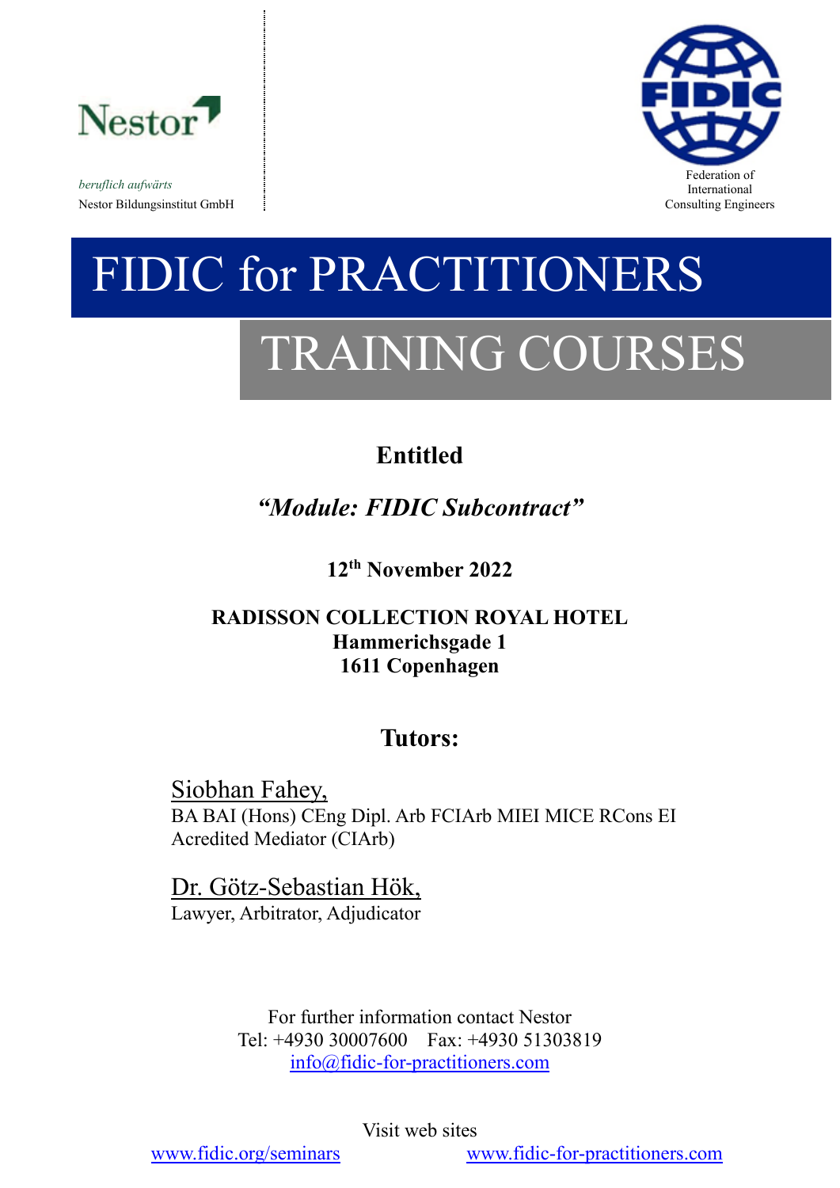Nestor

*beruflich aufwärts*

Nestor Bildungsinstitut GmbH

FIDIC

Federation of International Consulting Engineers

# FIDIC for PRACTITIONERS

# TRAINING COURSES

**Entitled**

***"Module: FIDIC Subcontract"***

**12th November 2022**

**RADISSON COLLECTION ROYAL HOTEL**
**Hammerichsgade 1**
**1611 Copenhagen**

## Tutors:

Siobhan Fahey,
BA BAI (Hons) CEng Dipl. Arb FCIArb MIEI MICE RCons EI
Acredited Mediator (CIArb)

Dr. Götz-Sebastian Hök,
Lawyer, Arbitrator, Adjudicator

For further information contact Nestor
Tel: +4930 30007600 Fax: +4930 51303819
info@fidic-for-practitioners.com

Visit web sites

www.fidic.org/seminars www.fidic-for-practitioners.com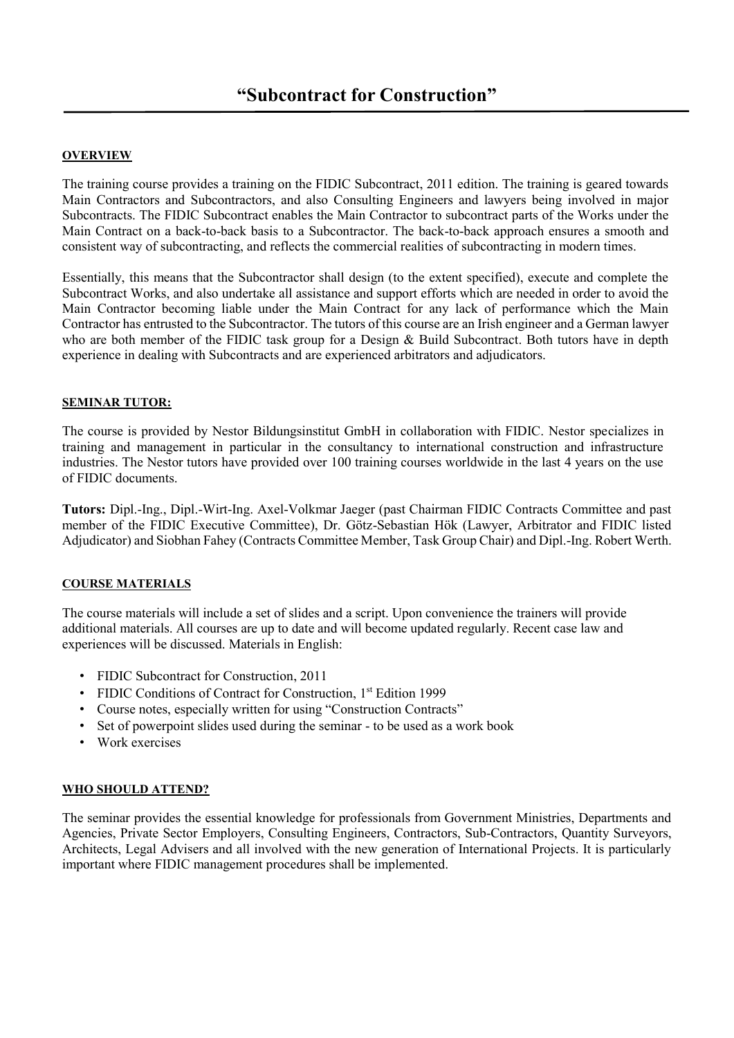# “Subcontract for Construction”

**OVERVIEW**

The training course provides a training on the FIDIC Subcontract, 2011 edition. The training is geared towards Main Contractors and Subcontractors, and also Consulting Engineers and lawyers being involved in major Subcontracts. The FIDIC Subcontract enables the Main Contractor to subcontract parts of the Works under the Main Contract on a back-to-back basis to a Subcontractor. The back-to-back approach ensures a smooth and consistent way of subcontracting, and reflects the commercial realities of subcontracting in modern times.

Essentially, this means that the Subcontractor shall design (to the extent specified), execute and complete the Subcontract Works, and also undertake all assistance and support efforts which are needed in order to avoid the Main Contractor becoming liable under the Main Contract for any lack of performance which the Main Contractor has entrusted to the Subcontractor. The tutors of this course are an Irish engineer and a German lawyer who are both member of the FIDIC task group for a Design & Build Subcontract. Both tutors have in depth experience in dealing with Subcontracts and are experienced arbitrators and adjudicators.

**SEMINAR TUTOR:**

The course is provided by Nestor Bildungsinstitut GmbH in collaboration with FIDIC. Nestor specializes in training and management in particular in the consultancy to international construction and infrastructure industries. The Nestor tutors have provided over 100 training courses worldwide in the last 4 years on the use of FIDIC documents.

**Tutors:** Dipl.-Ing., Dipl.-Wirt-Ing. Axel-Volkmar Jaeger (past Chairman FIDIC Contracts Committee and past member of the FIDIC Executive Committee), Dr. Götz-Sebastian Hök (Lawyer, Arbitrator and FIDIC listed Adjudicator) and Siobhan Fahey (Contracts Committee Member, Task Group Chair) and Dipl.-Ing. Robert Werth.

**COURSE MATERIALS**

The course materials will include a set of slides and a script. Upon convenience the trainers will provide additional materials. All courses are up to date and will become updated regularly. Recent case law and experiences will be discussed. Materials in English:

- FIDIC Subcontract for Construction, 2011
- FIDIC Conditions of Contract for Construction, 1st Edition 1999
- Course notes, especially written for using “Construction Contracts”
- Set of powerpoint slides used during the seminar - to be used as a work book
- Work exercises

**WHO SHOULD ATTEND?**

The seminar provides the essential knowledge for professionals from Government Ministries, Departments and Agencies, Private Sector Employers, Consulting Engineers, Contractors, Sub-Contractors, Quantity Surveyors, Architects, Legal Advisers and all involved with the new generation of International Projects. It is particularly important where FIDIC management procedures shall be implemented.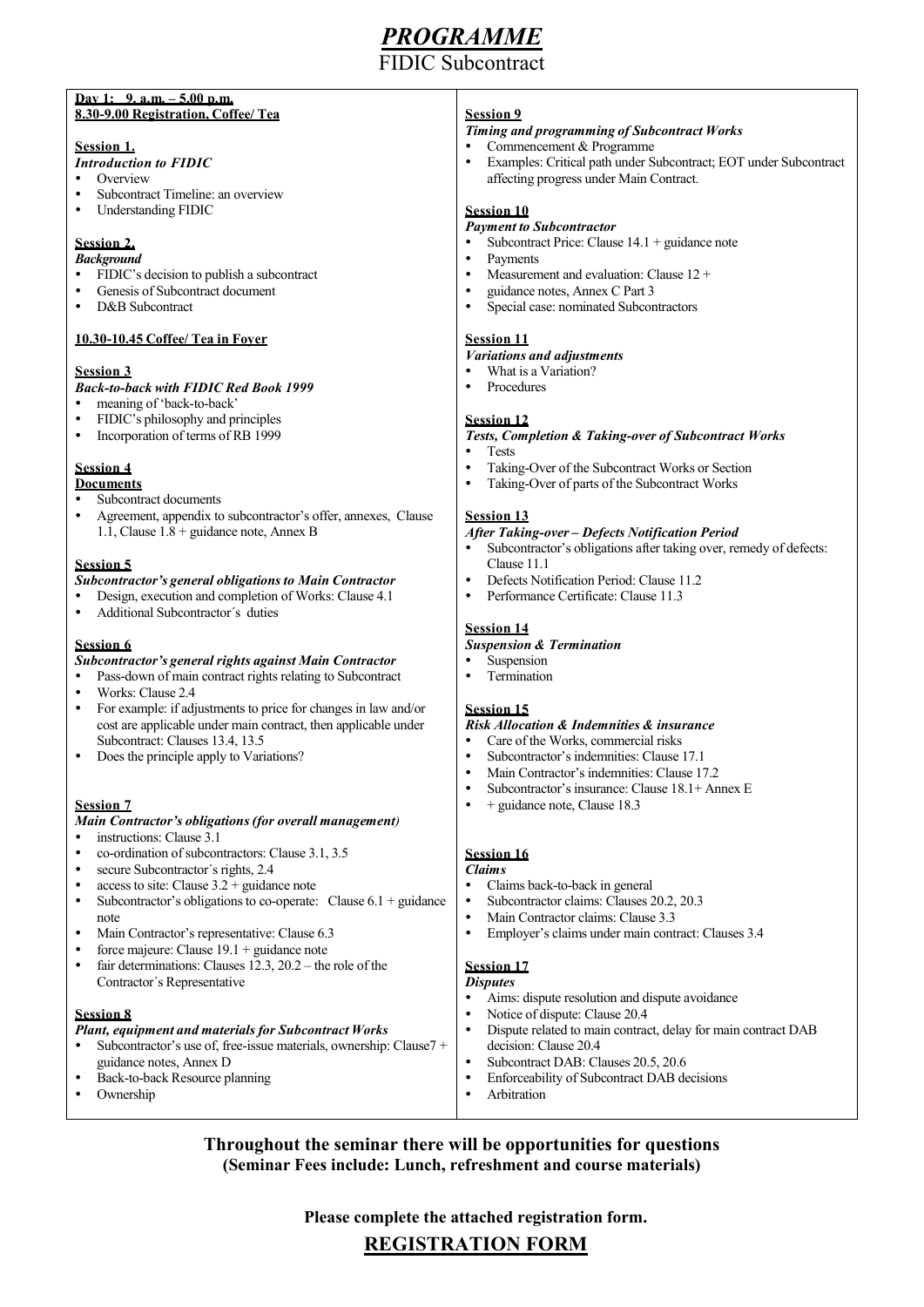# *PROGRAMME*

## FIDIC Subcontract

**Day 1: 9. a.m. – 5.00 p.m.**
**8.30-9.00 Registration, Coffee/ Tea**

**Session 1.**
***Introduction to FIDIC***
- Overview
- Subcontract Timeline: an overview
- Understanding FIDIC

**Session 2.**
***Background***
- FIDIC's decision to publish a subcontract
- Genesis of Subcontract document
- D&B Subcontract

**10.30-10.45 Coffee/ Tea in Foyer**

**Session 3**
***Back-to-back with FIDIC Red Book 1999***
- meaning of 'back-to-back'
- FIDIC's philosophy and principles
- Incorporation of terms of RB 1999

**Session 4**
**Documents**
- Subcontract documents
- Agreement, appendix to subcontractor's offer, annexes, Clause 1.1, Clause 1.8 + guidance note, Annex B

**Session 5**
***Subcontractor's general obligations to Main Contractor***
- Design, execution and completion of Works: Clause 4.1
- Additional Subcontractor´s duties

**Session 6**
***Subcontractor's general rights against Main Contractor***
- Pass-down of main contract rights relating to Subcontract
- Works: Clause 2.4
- For example: if adjustments to price for changes in law and/or cost are applicable under main contract, then applicable under Subcontract: Clauses 13.4, 13.5
- Does the principle apply to Variations?

**Session 7**
***Main Contractor's obligations (for overall management)***
- instructions: Clause 3.1
- co-ordination of subcontractors: Clause 3.1, 3.5
- secure Subcontractor´s rights, 2.4
- access to site: Clause 3.2 + guidance note
- Subcontractor's obligations to co-operate: Clause 6.1 + guidance note
- Main Contractor's representative: Clause 6.3
- force majeure: Clause 19.1 + guidance note
- fair determinations: Clauses 12.3, 20.2 – the role of the Contractor´s Representative

**Session 8**
***Plant, equipment and materials for Subcontract Works***
- Subcontractor's use of, free-issue materials, ownership: Clause7 + guidance notes, Annex D
- Back-to-back Resource planning
- Ownership

**Session 9**
***Timing and programming of Subcontract Works***
- Commencement & Programme
- Examples: Critical path under Subcontract; EOT under Subcontract affecting progress under Main Contract.

**Session 10**
***Payment to Subcontractor***
- Subcontract Price: Clause 14.1 + guidance note
- Payments
- Measurement and evaluation: Clause 12 +
- guidance notes, Annex C Part 3
- Special case: nominated Subcontractors

**Session 11**
***Variations and adjustments***
- What is a Variation?
- Procedures

**Session 12**
***Tests, Completion & Taking-over of Subcontract Works***
- Tests
- Taking-Over of the Subcontract Works or Section
- Taking-Over of parts of the Subcontract Works

**Session 13**
***After Taking-over – Defects Notification Period***
- Subcontractor's obligations after taking over, remedy of defects: Clause 11.1
- Defects Notification Period: Clause 11.2
- Performance Certificate: Clause 11.3

**Session 14**
***Suspension & Termination***
- Suspension
- Termination

**Session 15**
***Risk Allocation & Indemnities & insurance***
- Care of the Works, commercial risks
- Subcontractor's indemnities: Clause 17.1
- Main Contractor's indemnities: Clause 17.2
- Subcontractor's insurance: Clause 18.1+ Annex E
- + guidance note, Clause 18.3

**Session 16**
***Claims***
- Claims back-to-back in general
- Subcontractor claims: Clauses 20.2, 20.3
- Main Contractor claims: Clause 3.3
- Employer's claims under main contract: Clauses 3.4

**Session 17**
***Disputes***
- Aims: dispute resolution and dispute avoidance
- Notice of dispute: Clause 20.4
- Dispute related to main contract, delay for main contract DAB decision: Clause 20.4
- Subcontract DAB: Clauses 20.5, 20.6
- Enforceability of Subcontract DAB decisions
- Arbitration

**Throughout the seminar there will be opportunities for questions**
**(Seminar Fees include: Lunch, refreshment and course materials)**

**Please complete the attached registration form.**

## REGISTRATION FORM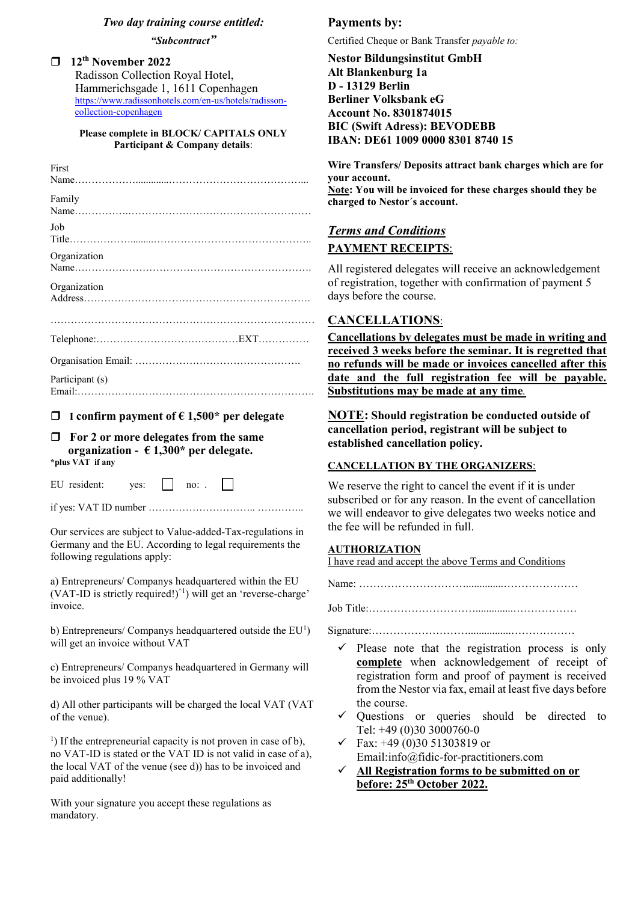*Two day training course entitled:*

***"Subcontract"***

❒ **12th November 2022**
Radisson Collection Royal Hotel,
Hammerichsgade 1, 1611 Copenhagen
https://www.radissonhotels.com/en-us/hotels/radisson-collection-copenhagen

**Please complete in BLOCK/ CAPITALS ONLY**
**Participant & Company details**:

First Name……………….............…………………………………...

Family Name…………….………………………………………………

Job Title……………….........………………………………………..

Organization Name…………………………………………………………….

Organization Address………………………………………………………….

…………………………………………………………………………

Telephone:……………………………………EXT……………

Organisation Email: ………………………………………….

Participant (s) Email:…………………………………………………………….

❒ **I confirm payment of € 1,500\* per delegate**

❒ **For 2 or more delegates from the same organization - € 1,300\* per delegate.**
**\*plus VAT if any**

EU resident: yes: ☐ no: . ☐

if yes: VAT ID number ………………………….. …………..

Our services are subject to Value-added-Tax-regulations in Germany and the EU. According to legal requirements the following regulations apply:

a) Entrepreneurs/ Companys headquartered within the EU (VAT-ID is strictly required!)^1) will get an 'reverse-charge' invoice.

b) Entrepreneurs/ Companys headquartered outside the EU1) will get an invoice without VAT

c) Entrepreneurs/ Companys headquartered in Germany will be invoiced plus 19 % VAT

d) All other participants will be charged the local VAT (VAT of the venue).

1) If the entrepreneurial capacity is not proven in case of b), no VAT-ID is stated or the VAT ID is not valid in case of a), the local VAT of the venue (see d)) has to be invoiced and paid additionally!

With your signature you accept these regulations as mandatory.

## Payments by:

Certified Cheque or Bank Transfer *payable to:*

**Nestor Bildungsinstitut GmbH**
**Alt Blankenburg 1a**
**D - 13129 Berlin**
**Berliner Volksbank eG**
**Account No. 8301874015**
**BIC (Swift Adress): BEVODEBB**
**IBAN: DE61 1009 0000 8301 8740 15**

**Wire Transfers/ Deposits attract bank charges which are for your account.**
**Note: You will be invoiced for these charges should they be charged to Nestor´s account.**

## *Terms and Conditions*

### PAYMENT RECEIPTS:

All registered delegates will receive an acknowledgement of registration, together with confirmation of payment 5 days before the course.

### CANCELLATIONS:

**Cancellations by delegates must be made in writing and received 3 weeks before the seminar. It is regretted that no refunds will be made or invoices cancelled after this date and the full registration fee will be payable. Substitutions may be made at any time.**

**NOTE: Should registration be conducted outside of cancellation period, registrant will be subject to established cancellation policy.**

### CANCELLATION BY THE ORGANIZERS:

We reserve the right to cancel the event if it is under subscribed or for any reason. In the event of cancellation we will endeavor to give delegates two weeks notice and the fee will be refunded in full.

### AUTHORIZATION

I have read and accept the above Terms and Conditions

Name: …………………………...............…………………

Job Title:…………………………..............………………

Signature:……………………….................………………

- ✓ Please note that the registration process is only **complete** when acknowledgement of receipt of registration form and proof of payment is received from the Nestor via fax, email at least five days before the course.
- ✓ Questions or queries should be directed to Tel: +49 (0)30 3000760-0
- ✓ Fax: +49 (0)30 51303819 or Email:info@fidic-for-practitioners.com
- ✓ **All Registration forms to be submitted on or before: 25th October 2022.**